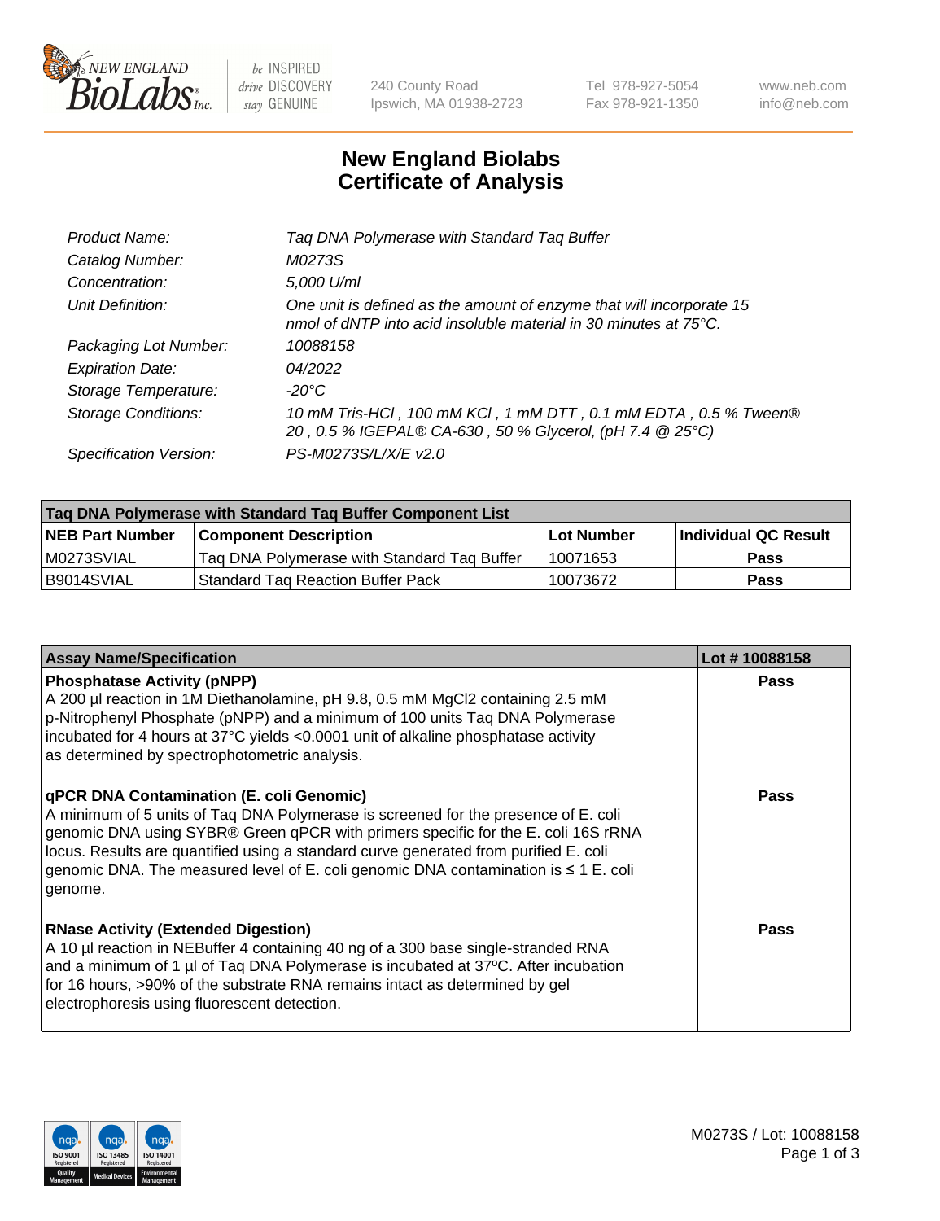# New England Biolabs Certificate of Analysis

| | |
|---|---|
| Product Name: | Taq DNA Polymerase with Standard Taq Buffer |
| Catalog Number: | M0273S |
| Concentration: | 5,000 U/ml |
| Unit Definition: | One unit is defined as the amount of enzyme that will incorporate 15 nmol of dNTP into acid insoluble material in 30 minutes at 75°C. |
| Packaging Lot Number: | 10088158 |
| Expiration Date: | 04/2022 |
| Storage Temperature: | -20°C |
| Storage Conditions: | 10 mM Tris-HCl , 100 mM KCl , 1 mM DTT , 0.1 mM EDTA , 0.5 % Tween® 20 , 0.5 % IGEPAL® CA-630 , 50 % Glycerol, (pH 7.4 @ 25°C) |
| Specification Version: | PS-M0273S/L/X/E v2.0 |

| Taq DNA Polymerase with Standard Taq Buffer Component List | | | |
|---|---|---|---|
| NEB Part Number | Component Description | Lot Number | Individual QC Result |
| M0273SVIAL | Taq DNA Polymerase with Standard Taq Buffer | 10071653 | Pass |
| B9014SVIAL | Standard Taq Reaction Buffer Pack | 10073672 | Pass |

| Assay Name/Specification | Lot # 10088158 |
|---|---|
| **Phosphatase Activity (pNPP)**<br>A 200 µl reaction in 1M Diethanolamine, pH 9.8, 0.5 mM MgCl2 containing 2.5 mM p-Nitrophenyl Phosphate (pNPP) and a minimum of 100 units Taq DNA Polymerase incubated for 4 hours at 37°C yields <0.0001 unit of alkaline phosphatase activity as determined by spectrophotometric analysis. | Pass |
| **qPCR DNA Contamination (E. coli Genomic)**<br>A minimum of 5 units of Taq DNA Polymerase is screened for the presence of E. coli genomic DNA using SYBR® Green qPCR with primers specific for the E. coli 16S rRNA locus. Results are quantified using a standard curve generated from purified E. coli genomic DNA. The measured level of E. coli genomic DNA contamination is ≤ 1 E. coli genome. | Pass |
| **RNase Activity (Extended Digestion)**<br>A 10 µl reaction in NEBuffer 4 containing 40 ng of a 300 base single-stranded RNA and a minimum of 1 µl of Taq DNA Polymerase is incubated at 37ºC. After incubation for 16 hours, >90% of the substrate RNA remains intact as determined by gel electrophoresis using fluorescent detection. | Pass |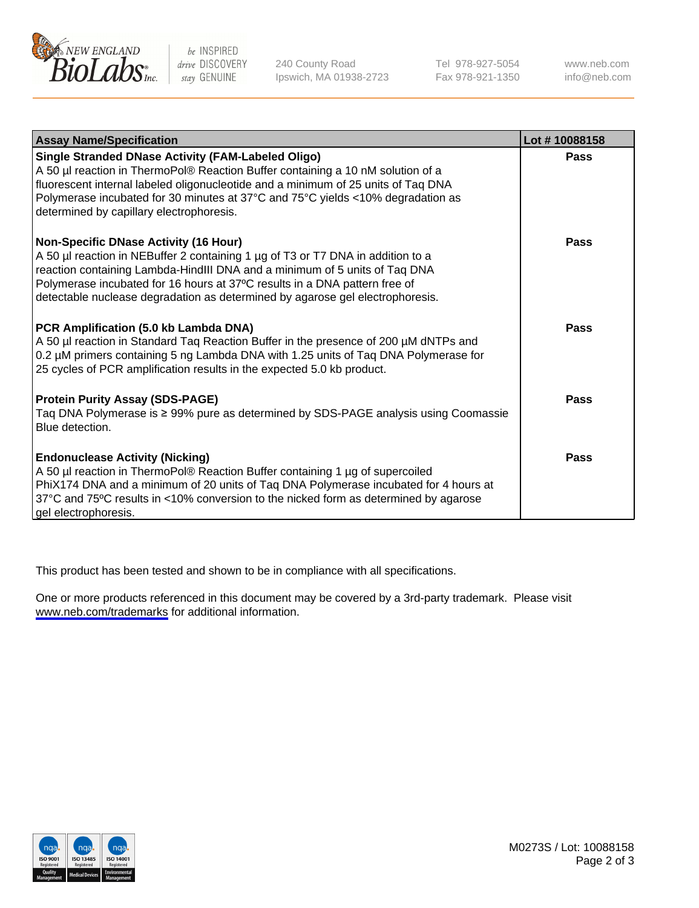| Assay Name/Specification | Lot # 10088158 |
|---|---|
| **Single Stranded DNase Activity (FAM-Labeled Oligo)**<br>A 50 µl reaction in ThermoPol® Reaction Buffer containing a 10 nM solution of a fluorescent internal labeled oligonucleotide and a minimum of 25 units of Taq DNA Polymerase incubated for 30 minutes at 37°C and 75°C yields <10% degradation as determined by capillary electrophoresis. | **Pass** |
| **Non-Specific DNase Activity (16 Hour)**<br>A 50 µl reaction in NEBuffer 2 containing 1 µg of T3 or T7 DNA in addition to a reaction containing Lambda-HindIII DNA and a minimum of 5 units of Taq DNA Polymerase incubated for 16 hours at 37ºC results in a DNA pattern free of detectable nuclease degradation as determined by agarose gel electrophoresis. | **Pass** |
| **PCR Amplification (5.0 kb Lambda DNA)**<br>A 50 µl reaction in Standard Taq Reaction Buffer in the presence of 200 µM dNTPs and 0.2 µM primers containing 5 ng Lambda DNA with 1.25 units of Taq DNA Polymerase for 25 cycles of PCR amplification results in the expected 5.0 kb product. | **Pass** |
| **Protein Purity Assay (SDS-PAGE)**<br>Taq DNA Polymerase is ≥ 99% pure as determined by SDS-PAGE analysis using Coomassie Blue detection. | **Pass** |
| **Endonuclease Activity (Nicking)**<br>A 50 µl reaction in ThermoPol® Reaction Buffer containing 1 µg of supercoiled PhiX174 DNA and a minimum of 20 units of Taq DNA Polymerase incubated for 4 hours at 37°C and 75ºC results in <10% conversion to the nicked form as determined by agarose gel electrophoresis. | **Pass** |

This product has been tested and shown to be in compliance with all specifications.

One or more products referenced in this document may be covered by a 3rd-party trademark. Please visit www.neb.com/trademarks for additional information.

M0273S / Lot: 10088158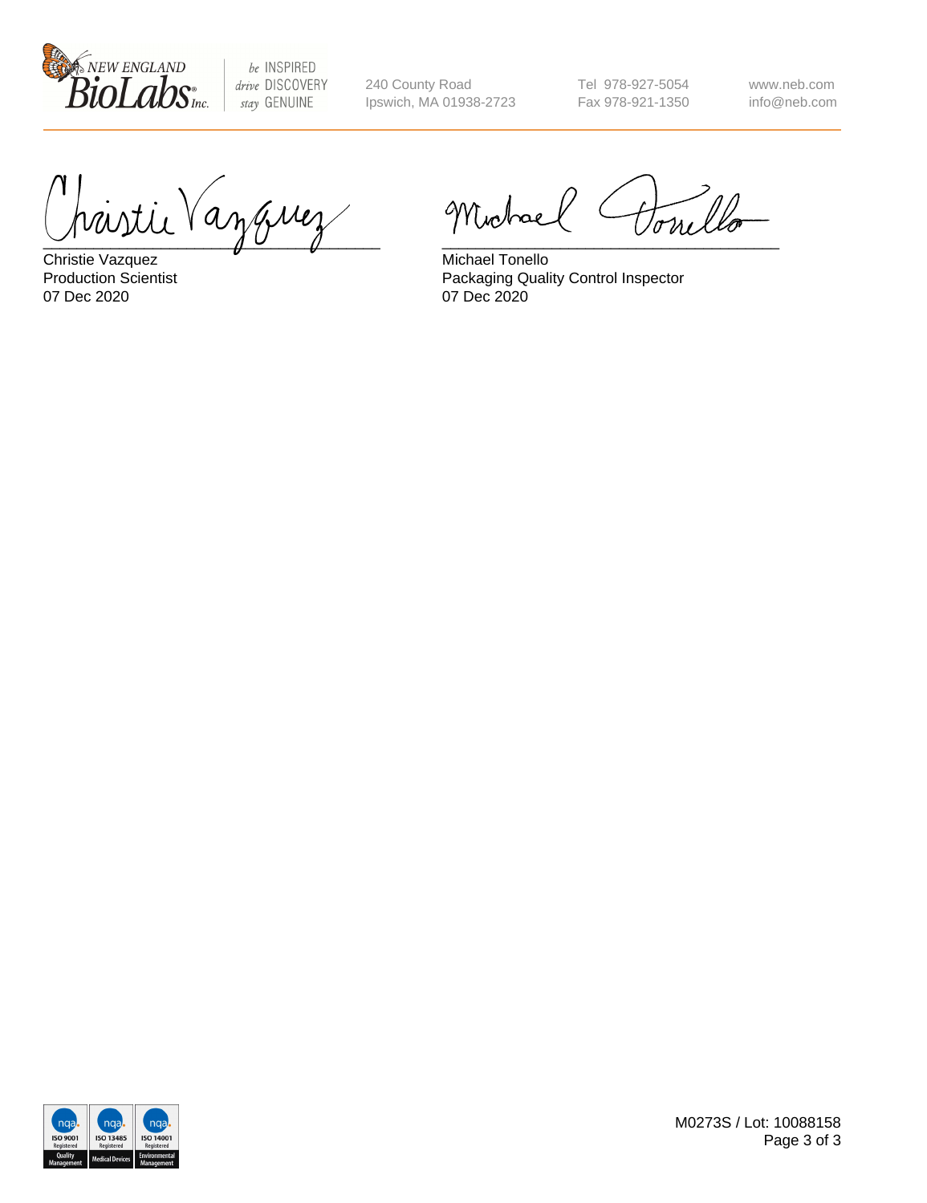Christie Vazquez
Production Scientist
07 Dec 2020

Michael Tonello
Packaging Quality Control Inspector
07 Dec 2020

M0273S / Lot: 10088158